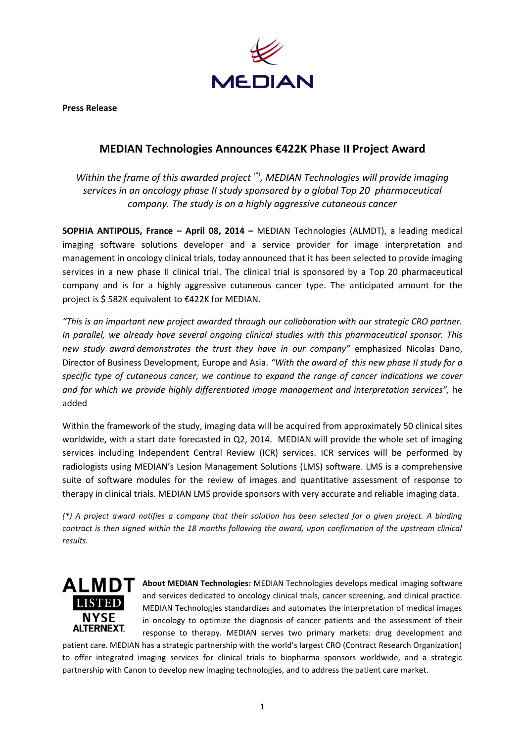**Press Release**

## MEDIAN Technologies Announces €422K Phase II Project Award

*Within the frame of this awarded project (\*), MEDIAN Technologies will provide imaging services in an oncology phase II study sponsored by a global Top 20 pharmaceutical company. The study is on a highly aggressive cutaneous cancer*

**SOPHIA ANTIPOLIS, France – April 08, 2014 –** MEDIAN Technologies (ALMDT), a leading medical imaging software solutions developer and a service provider for image interpretation and management in oncology clinical trials, today announced that it has been selected to provide imaging services in a new phase II clinical trial. The clinical trial is sponsored by a Top 20 pharmaceutical company and is for a highly aggressive cutaneous cancer type. The anticipated amount for the project is $ 582K equivalent to €422K for MEDIAN.

*"This is an important new project awarded through our collaboration with our strategic CRO partner. In parallel, we already have several ongoing clinical studies with this pharmaceutical sponsor. This new study award demonstrates the trust they have in our company"* emphasized Nicolas Dano, Director of Business Development, Europe and Asia. *"With the award of this new phase II study for a specific type of cutaneous cancer, we continue to expand the range of cancer indications we cover and for which we provide highly differentiated image management and interpretation services",* he added

Within the framework of the study, imaging data will be acquired from approximately 50 clinical sites worldwide, with a start date forecasted in Q2, 2014. MEDIAN will provide the whole set of imaging services including Independent Central Review (ICR) services. ICR services will be performed by radiologists using MEDIAN's Lesion Management Solutions (LMS) software. LMS is a comprehensive suite of software modules for the review of images and quantitative assessment of response to therapy in clinical trials. MEDIAN LMS provide sponsors with very accurate and reliable imaging data.

*(\*) A project award notifies a company that their solution has been selected for a given project. A binding contract is then signed within the 18 months following the award, upon confirmation of the upstream clinical results.*

ALMDT LISTED NYSE ALTERNEXT

**About MEDIAN Technologies:** MEDIAN Technologies develops medical imaging software and services dedicated to oncology clinical trials, cancer screening, and clinical practice. MEDIAN Technologies standardizes and automates the interpretation of medical images in oncology to optimize the diagnosis of cancer patients and the assessment of their response to therapy. MEDIAN serves two primary markets: drug development and patient care. MEDIAN has a strategic partnership with the world's largest CRO (Contract Research Organization) to offer integrated imaging services for clinical trials to biopharma sponsors worldwide, and a strategic partnership with Canon to develop new imaging technologies, and to address the patient care market.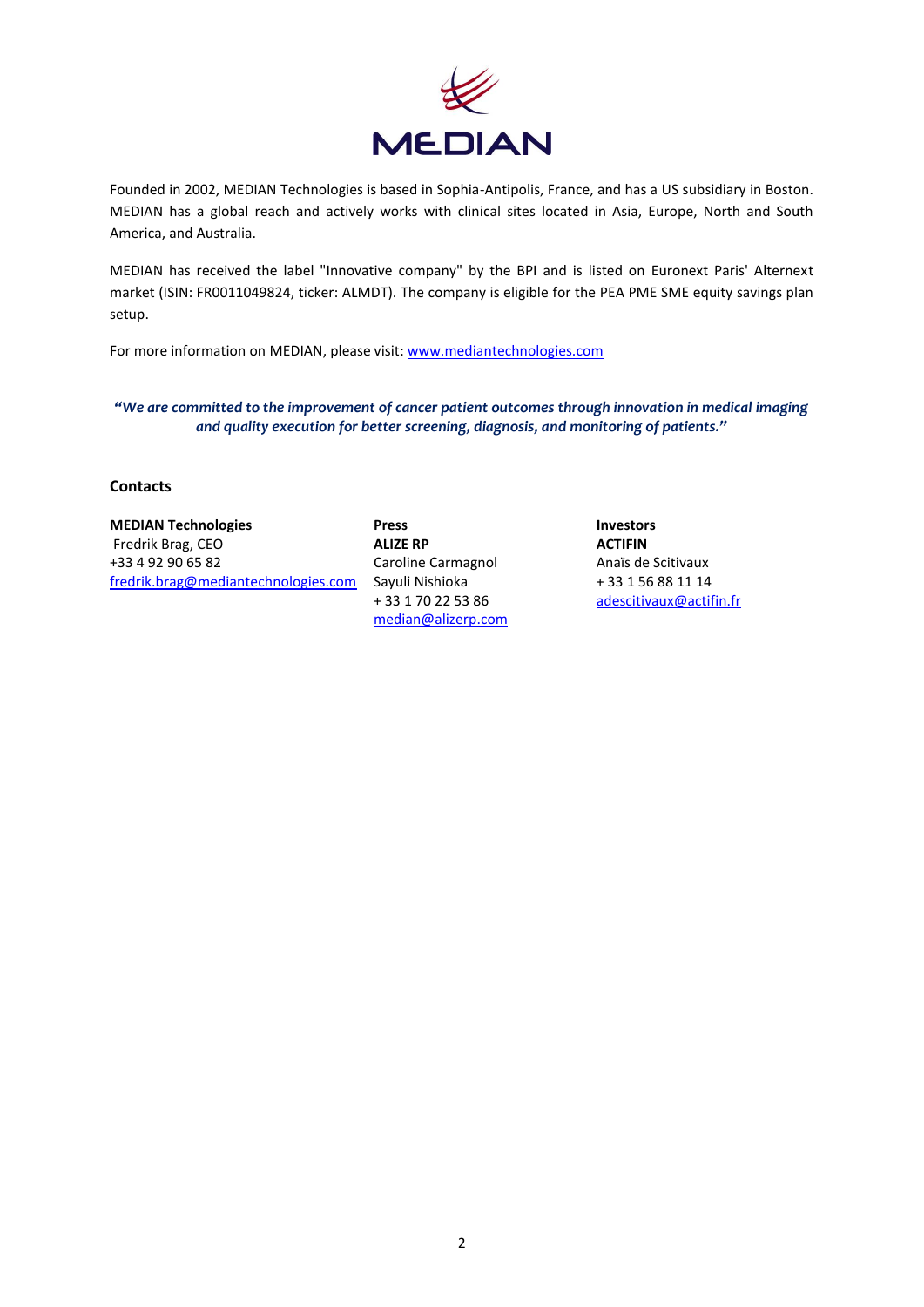Founded in 2002, MEDIAN Technologies is based in Sophia-Antipolis, France, and has a US subsidiary in Boston. MEDIAN has a global reach and actively works with clinical sites located in Asia, Europe, North and South America, and Australia.

MEDIAN has received the label "Innovative company" by the BPI and is listed on Euronext Paris' Alternext market (ISIN: FR0011049824, ticker: ALMDT). The company is eligible for the PEA PME SME equity savings plan setup.

For more information on MEDIAN, please visit: [www.mediantechnologies.com](http://www.mediantechnologies.com)

***"We are committed to the improvement of cancer patient outcomes through innovation in medical imaging and quality execution for better screening, diagnosis, and monitoring of patients."***

**Contacts**

**MEDIAN Technologies**
Fredrik Brag, CEO
+33 4 92 90 65 82
[fredrik.brag@mediantechnologies.com](mailto:fredrik.brag@mediantechnologies.com)

**Press**
**ALIZE RP**
Caroline Carmagnol
Sayuli Nishioka
+ 33 1 70 22 53 86
[median@alizerp.com](mailto:median@alizerp.com)

**Investors**
**ACTIFIN**
Anaïs de Scitivaux
+ 33 1 56 88 11 14
[adescitivaux@actifin.fr](mailto:adescitivaux@actifin.fr)